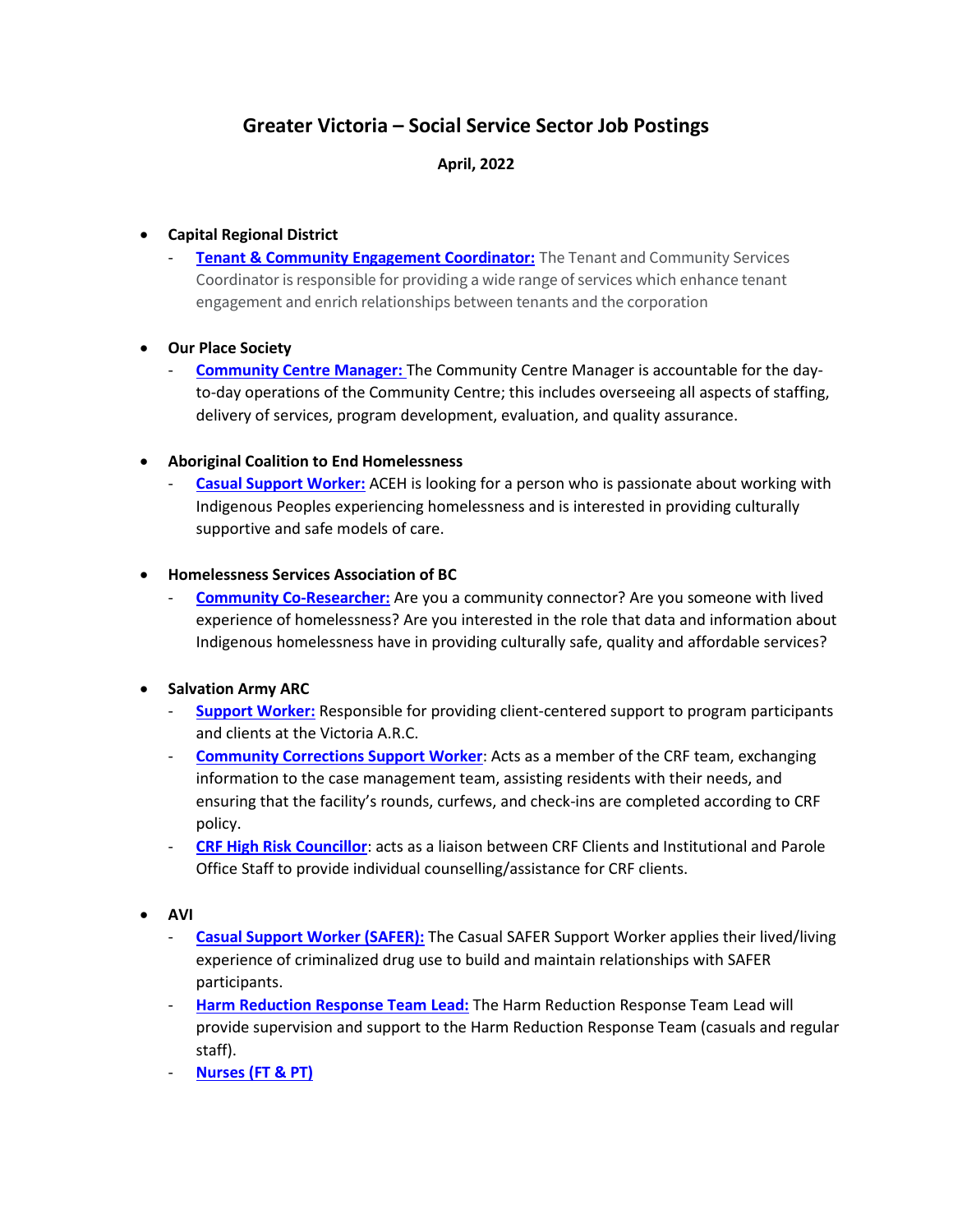# Greater Victoria – Social Service Sector Job Postings

**April, 2022**

- **Capital Regional District**
  - **Tenant & Community Engagement Coordinator:** The Tenant and Community Services Coordinator is responsible for providing a wide range of services which enhance tenant engagement and enrich relationships between tenants and the corporation

- **Our Place Society**
  - **Community Centre Manager:** The Community Centre Manager is accountable for the day-to-day operations of the Community Centre; this includes overseeing all aspects of staffing, delivery of services, program development, evaluation, and quality assurance.

- **Aboriginal Coalition to End Homelessness**
  - **Casual Support Worker:** ACEH is looking for a person who is passionate about working with Indigenous Peoples experiencing homelessness and is interested in providing culturally supportive and safe models of care.

- **Homelessness Services Association of BC**
  - **Community Co-Researcher:** Are you a community connector? Are you someone with lived experience of homelessness? Are you interested in the role that data and information about Indigenous homelessness have in providing culturally safe, quality and affordable services?

- **Salvation Army ARC**
  - **Support Worker:** Responsible for providing client-centered support to program participants and clients at the Victoria A.R.C.
  - **Community Corrections Support Worker**: Acts as a member of the CRF team, exchanging information to the case management team, assisting residents with their needs, and ensuring that the facility's rounds, curfews, and check-ins are completed according to CRF policy.
  - **CRF High Risk Councillor**: acts as a liaison between CRF Clients and Institutional and Parole Office Staff to provide individual counselling/assistance for CRF clients.

- **AVI**
  - **Casual Support Worker (SAFER):** The Casual SAFER Support Worker applies their lived/living experience of criminalized drug use to build and maintain relationships with SAFER participants.
  - **Harm Reduction Response Team Lead:** The Harm Reduction Response Team Lead will provide supervision and support to the Harm Reduction Response Team (casuals and regular staff).
  - **Nurses (FT & PT)**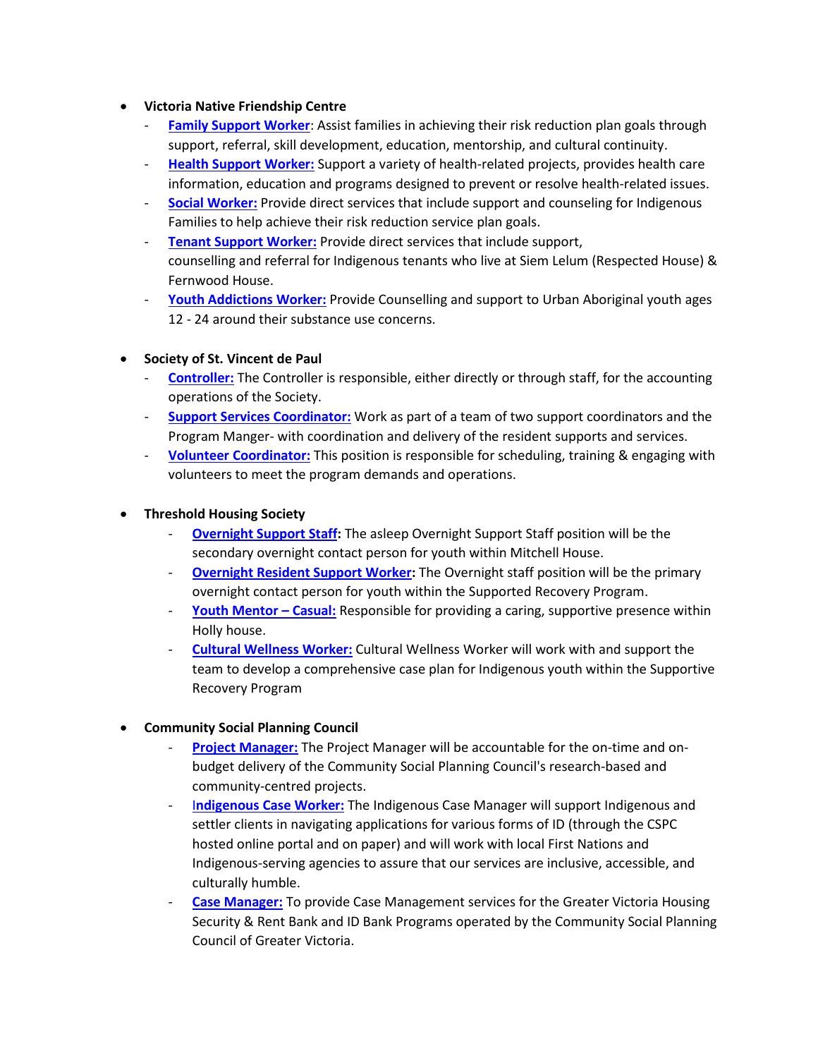- **Victoria Native Friendship Centre**
  - **Family Support Worker**: Assist families in achieving their risk reduction plan goals through support, referral, skill development, education, mentorship, and cultural continuity.
  - **Health Support Worker:** Support a variety of health-related projects, provides health care information, education and programs designed to prevent or resolve health-related issues.
  - **Social Worker:** Provide direct services that include support and counseling for Indigenous Families to help achieve their risk reduction service plan goals.
  - **Tenant Support Worker:** Provide direct services that include support, counselling and referral for Indigenous tenants who live at Siem Lelum (Respected House) & Fernwood House.
  - **Youth Addictions Worker:** Provide Counselling and support to Urban Aboriginal youth ages 12 - 24 around their substance use concerns.

- **Society of St. Vincent de Paul**
  - **Controller:** The Controller is responsible, either directly or through staff, for the accounting operations of the Society.
  - **Support Services Coordinator:** Work as part of a team of two support coordinators and the Program Manger- with coordination and delivery of the resident supports and services.
  - **Volunteer Coordinator:** This position is responsible for scheduling, training & engaging with volunteers to meet the program demands and operations.

- **Threshold Housing Society**
  - **Overnight Support Staff:** The asleep Overnight Support Staff position will be the secondary overnight contact person for youth within Mitchell House.
  - **Overnight Resident Support Worker:** The Overnight staff position will be the primary overnight contact person for youth within the Supported Recovery Program.
  - **Youth Mentor – Casual:** Responsible for providing a caring, supportive presence within Holly house.
  - **Cultural Wellness Worker:** Cultural Wellness Worker will work with and support the team to develop a comprehensive case plan for Indigenous youth within the Supportive Recovery Program

- **Community Social Planning Council**
  - **Project Manager:** The Project Manager will be accountable for the on-time and on-budget delivery of the Community Social Planning Council's research-based and community-centred projects.
  - **Indigenous Case Worker:** The Indigenous Case Manager will support Indigenous and settler clients in navigating applications for various forms of ID (through the CSPC hosted online portal and on paper) and will work with local First Nations and Indigenous-serving agencies to assure that our services are inclusive, accessible, and culturally humble.
  - **Case Manager:** To provide Case Management services for the Greater Victoria Housing Security & Rent Bank and ID Bank Programs operated by the Community Social Planning Council of Greater Victoria.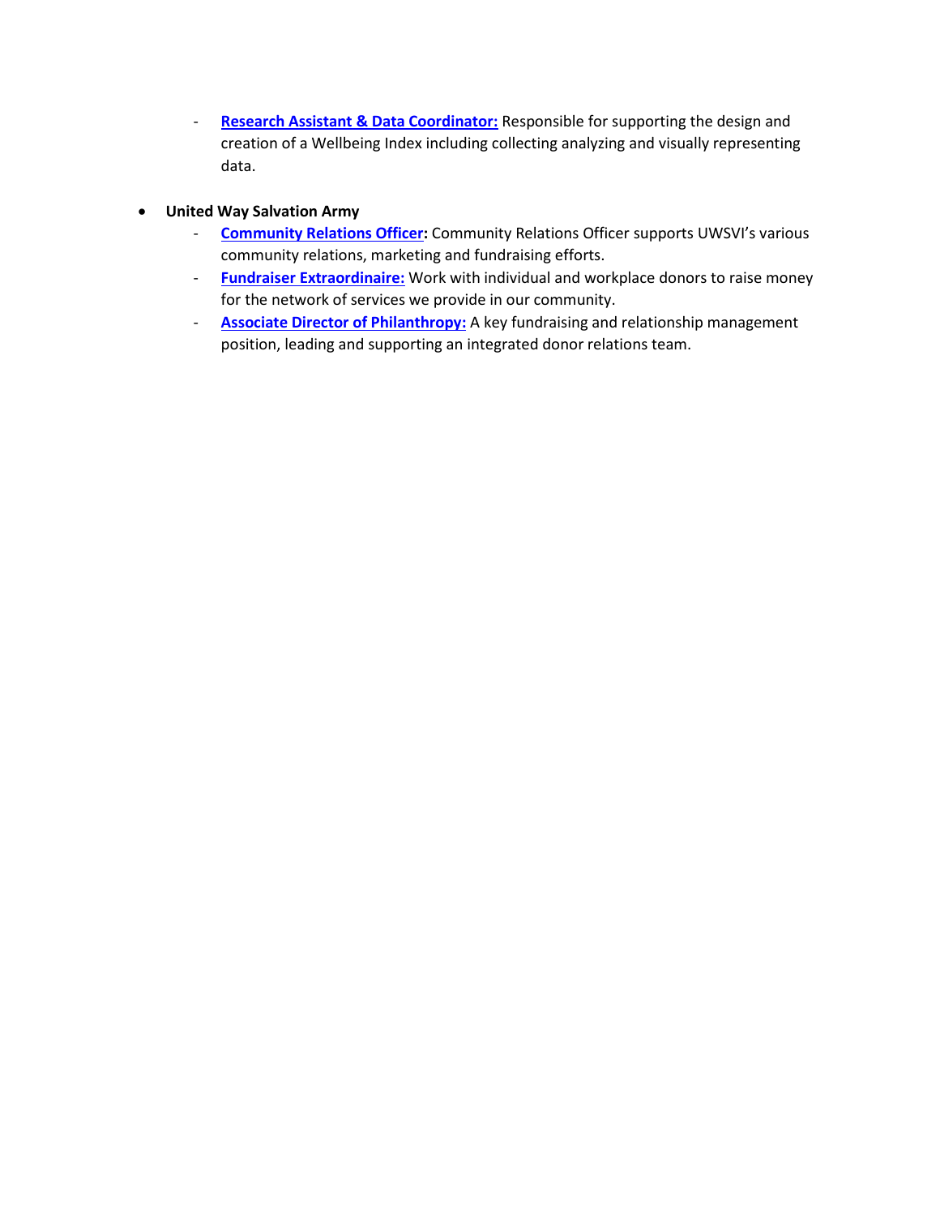- **Research Assistant & Data Coordinator:** Responsible for supporting the design and creation of a Wellbeing Index including collecting analyzing and visually representing data.

- **United Way Salvation Army**
  - **Community Relations Officer:** Community Relations Officer supports UWSVI's various community relations, marketing and fundraising efforts.
  - **Fundraiser Extraordinaire:** Work with individual and workplace donors to raise money for the network of services we provide in our community.
  - **Associate Director of Philanthropy:** A key fundraising and relationship management position, leading and supporting an integrated donor relations team.